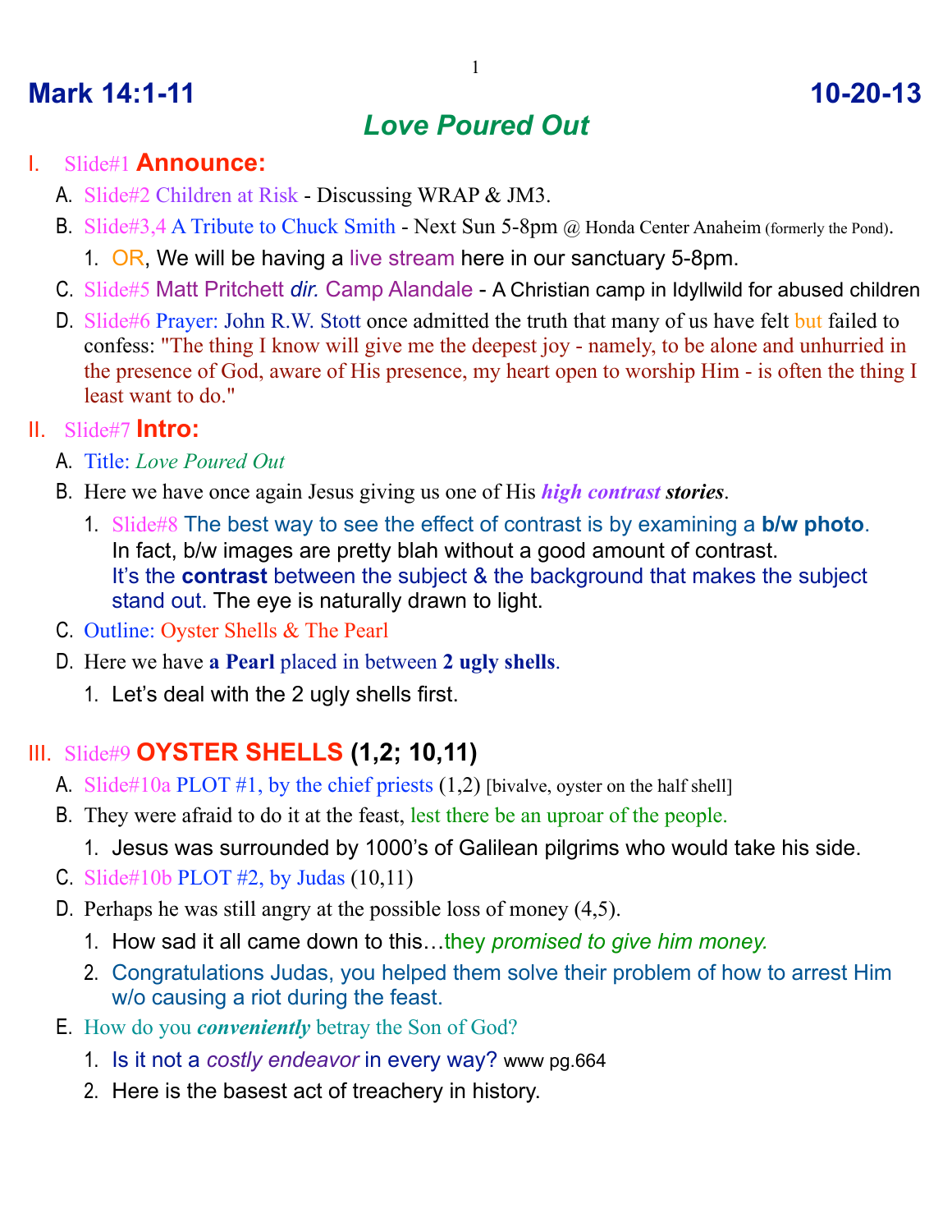# Mark 14:1-11 — 10-20-13

## *Love Poured Out*

I. Slide#1 **Announce:**

A. Slide#2 Children at Risk - Discussing WRAP & JM3.

B. Slide#3,4 A Tribute to Chuck Smith - Next Sun 5-8pm @ Honda Center Anaheim (formerly the Pond).

1. OR, We will be having a live stream here in our sanctuary 5-8pm.

C. Slide#5 Matt Pritchett *dir.* Camp Alandale - A Christian camp in Idyllwild for abused children

D. Slide#6 Prayer: John R.W. Stott once admitted the truth that many of us have felt but failed to confess: "The thing I know will give me the deepest joy - namely, to be alone and unhurried in the presence of God, aware of His presence, my heart open to worship Him - is often the thing I least want to do."

II. Slide#7 **Intro:**

A. Title: *Love Poured Out*

B. Here we have once again Jesus giving us one of His ***high contrast stories***.

1. Slide#8 The best way to see the effect of contrast is by examining a **b/w photo**. In fact, b/w images are pretty blah without a good amount of contrast. It's the **contrast** between the subject & the background that makes the subject stand out. The eye is naturally drawn to light.

C. Outline: Oyster Shells & The Pearl

D. Here we have **a Pearl** placed in between **2 ugly shells**.

1. Let's deal with the 2 ugly shells first.

III. Slide#9 **OYSTER SHELLS (1,2; 10,11)**

A. Slide#10a PLOT #1, by the chief priests (1,2) [bivalve, oyster on the half shell]

B. They were afraid to do it at the feast, lest there be an uproar of the people.

1. Jesus was surrounded by 1000's of Galilean pilgrims who would take his side.

C. Slide#10b PLOT #2, by Judas (10,11)

D. Perhaps he was still angry at the possible loss of money (4,5).

1. How sad it all came down to this…they *promised to give him money.*
2. Congratulations Judas, you helped them solve their problem of how to arrest Him w/o causing a riot during the feast.

E. How do you ***conveniently*** betray the Son of God?

1. Is it not a *costly endeavor* in every way? www pg.664
2. Here is the basest act of treachery in history.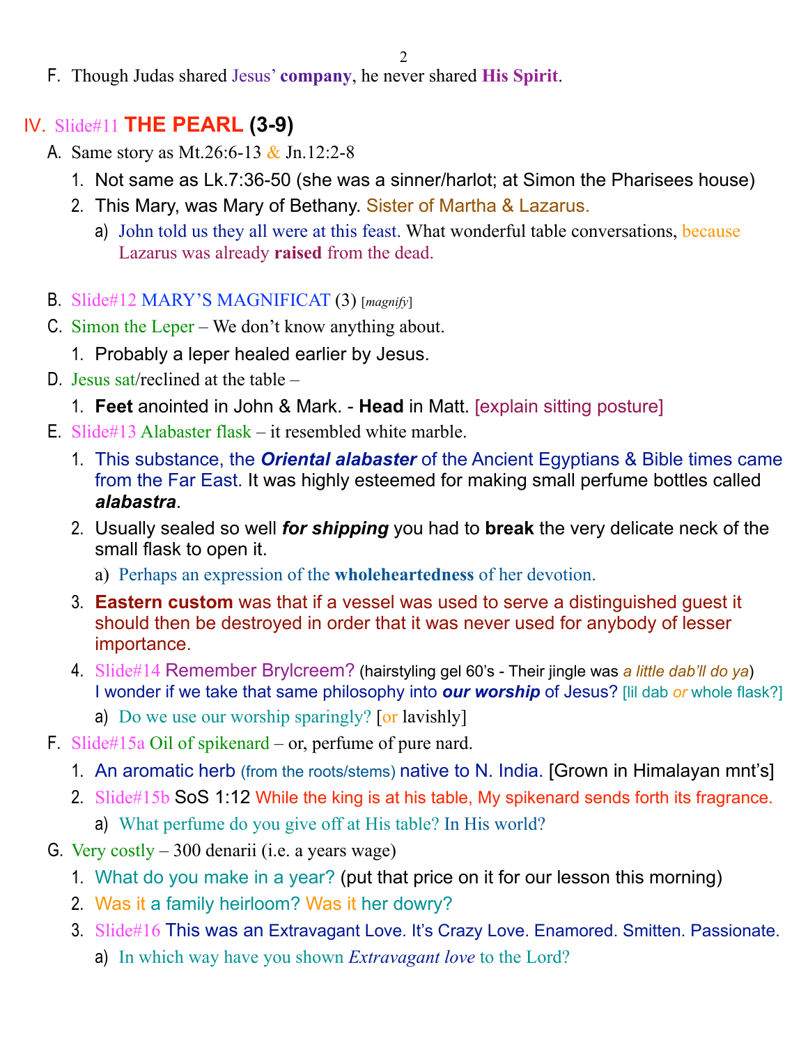F. Though Judas shared Jesus' **company**, he never shared **His Spirit**.

## IV. Slide#11 **THE PEARL (3-9)**

A. Same story as Mt.26:6-13 & Jn.12:2-8
   1. Not same as Lk.7:36-50 (she was a sinner/harlot; at Simon the Pharisees house)
   2. This Mary, was Mary of Bethany. Sister of Martha & Lazarus.
      a) John told us they all were at this feast. What wonderful table conversations, because Lazarus was already **raised** from the dead.

B. Slide#12 MARY'S MAGNIFICAT (3) [*magnify*]

C. Simon the Leper – We don't know anything about.
   1. Probably a leper healed earlier by Jesus.

D. Jesus sat/reclined at the table –
   1. **Feet** anointed in John & Mark. - **Head** in Matt. [explain sitting posture]

E. Slide#13 Alabaster flask – it resembled white marble.
   1. This substance, the ***Oriental alabaster*** of the Ancient Egyptians & Bible times came from the Far East. It was highly esteemed for making small perfume bottles called ***alabastra***.
   2. Usually sealed so well ***for shipping*** you had to **break** the very delicate neck of the small flask to open it.
      a) Perhaps an expression of the **wholeheartedness** of her devotion.
   3. **Eastern custom** was that if a vessel was used to serve a distinguished guest it should then be destroyed in order that it was never used for anybody of lesser importance.
   4. Slide#14 Remember Brylcreem? (hairstyling gel 60's - Their jingle was *a little dab'll do ya*) I wonder if we take that same philosophy into ***our worship*** of Jesus? [lil dab *or* whole flask?]
      a) Do we use our worship sparingly? [or lavishly]

F. Slide#15a Oil of spikenard – or, perfume of pure nard.
   1. An aromatic herb (from the roots/stems) native to N. India. [Grown in Himalayan mnt's]
   2. Slide#15b SoS 1:12 While the king is at his table, My spikenard sends forth its fragrance.
      a) What perfume do you give off at His table? In His world?

G. Very costly – 300 denarii (i.e. a years wage)
   1. What do you make in a year? (put that price on it for our lesson this morning)
   2. Was it a family heirloom? Was it her dowry?
   3. Slide#16 This was an Extravagant Love. It's Crazy Love. Enamored. Smitten. Passionate.
      a) In which way have you shown *Extravagant love* to the Lord?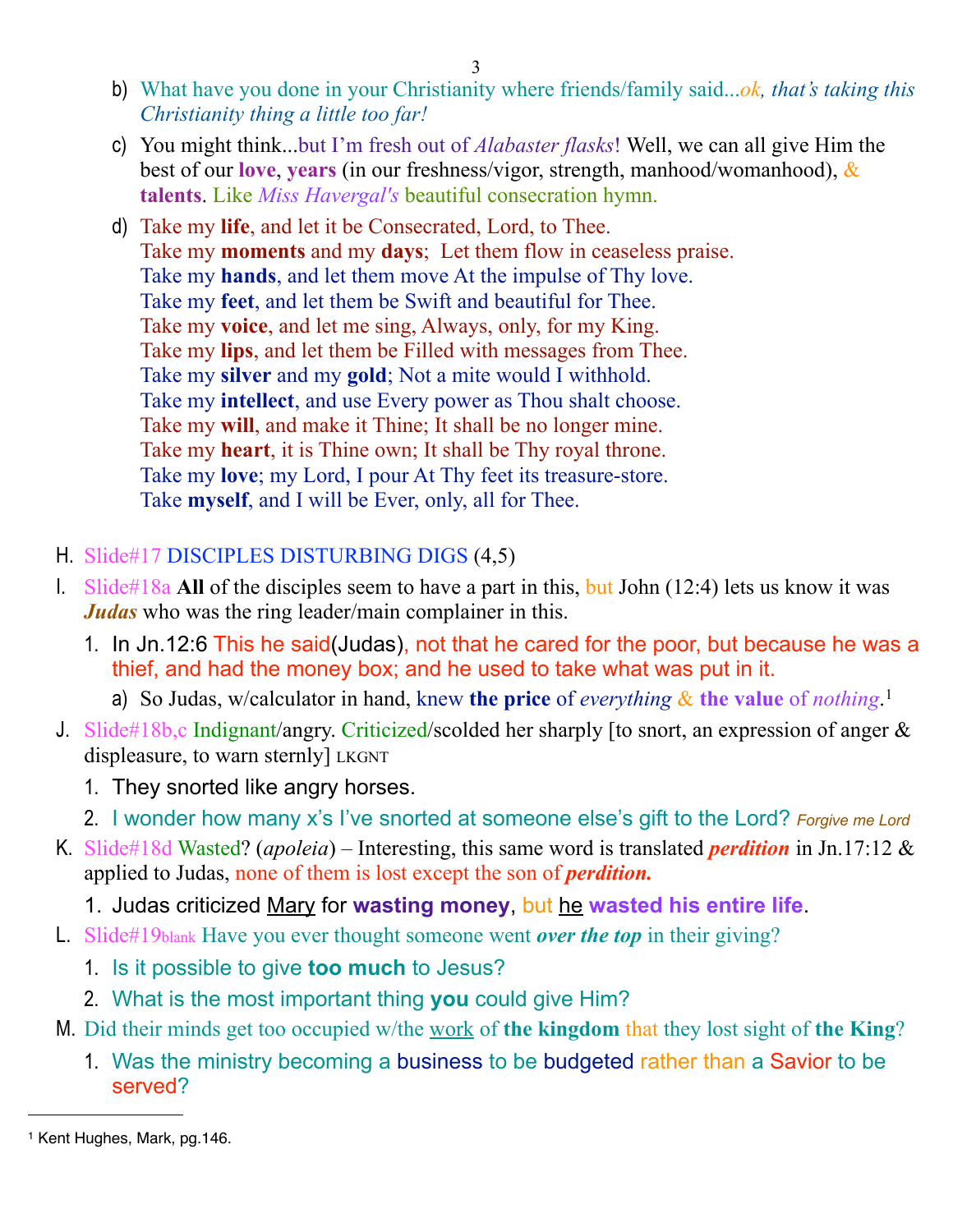b) What have you done in your Christianity where friends/family said...*ok, that's taking this Christianity thing a little too far!*

c) You might think...but I'm fresh out of *Alabaster flasks*! Well, we can all give Him the best of our **love**, **years** (in our freshness/vigor, strength, manhood/womanhood), & **talents**. Like *Miss Havergal's* beautiful consecration hymn.

d) Take my **life**, and let it be Consecrated, Lord, to Thee.
Take my **moments** and my **days**; Let them flow in ceaseless praise.
Take my **hands**, and let them move At the impulse of Thy love.
Take my **feet**, and let them be Swift and beautiful for Thee.
Take my **voice**, and let me sing, Always, only, for my King.
Take my **lips**, and let them be Filled with messages from Thee.
Take my **silver** and my **gold**; Not a mite would I withhold.
Take my **intellect**, and use Every power as Thou shalt choose.
Take my **will**, and make it Thine; It shall be no longer mine.
Take my **heart**, it is Thine own; It shall be Thy royal throne.
Take my **love**; my Lord, I pour At Thy feet its treasure-store.
Take **myself**, and I will be Ever, only, all for Thee.

H. Slide#17 DISCIPLES DISTURBING DIGS (4,5)

I. Slide#18a **All** of the disciples seem to have a part in this, but John (12:4) lets us know it was ***Judas*** who was the ring leader/main complainer in this.

1. In Jn.12:6 This he said(Judas), not that he cared for the poor, but because he was a thief, and had the money box; and he used to take what was put in it.
   a) So Judas, w/calculator in hand, knew **the price** of *everything* & **the value** of *nothing*.[1]

J. Slide#18b,c Indignant/angry. Criticized/scolded her sharply [to snort, an expression of anger & displeasure, to warn sternly] LKGNT

1. They snorted like angry horses.
2. I wonder how many x's I've snorted at someone else's gift to the Lord? *Forgive me Lord*

K. Slide#18d Wasted? (*apoleia*) – Interesting, this same word is translated ***perdition*** in Jn.17:12 & applied to Judas, none of them is lost except the son of ***perdition.***

1. Judas criticized <u>Mary</u> for **wasting money**, but <u>he</u> **wasted his entire life**.

L. Slide#19blank Have you ever thought someone went ***over the top*** in their giving?

1. Is it possible to give **too much** to Jesus?
2. What is the most important thing **you** could give Him?

M. Did their minds get too occupied w/the <u>work</u> of **the kingdom** that they lost sight of **the King**?

1. Was the ministry becoming a business to be budgeted rather than a Savior to be served?

---

[1] Kent Hughes, Mark, pg.146.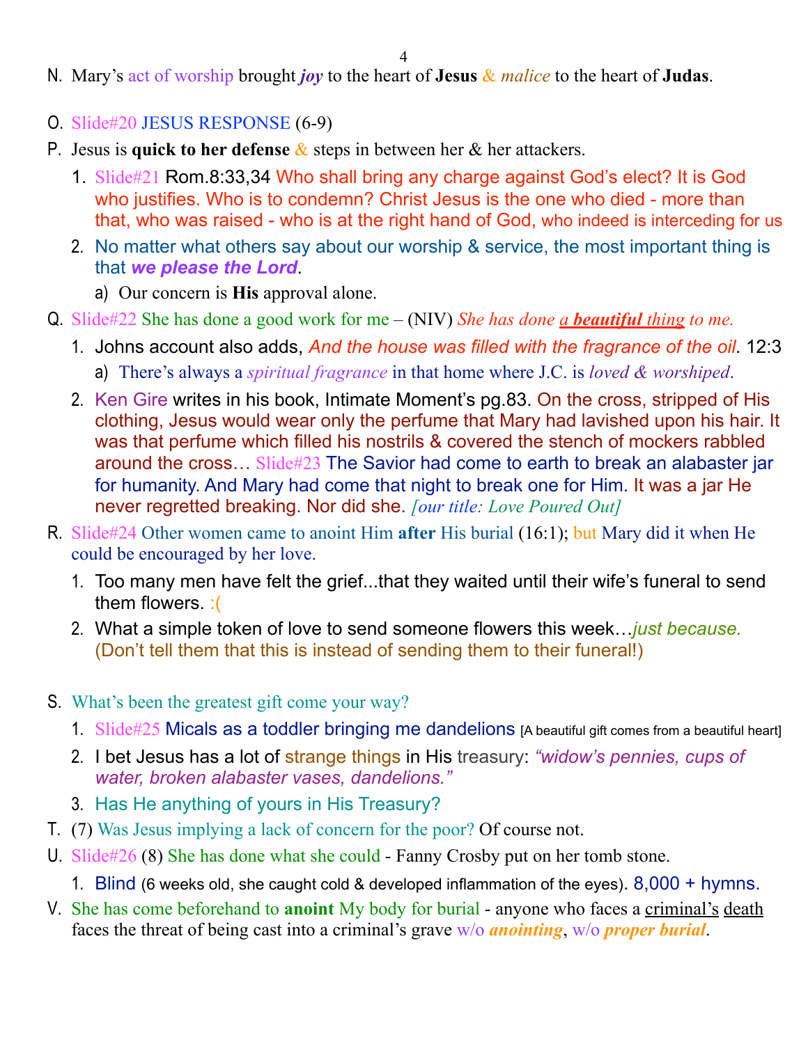N. Mary's act of worship brought ***joy*** to the heart of **Jesus** & *malice* to the heart of **Judas**.

O. Slide#20 JESUS RESPONSE (6-9)

P. Jesus is **quick to her defense** & steps in between her & her attackers.
   1. Slide#21 Rom.8:33,34 Who shall bring any charge against God's elect? It is God who justifies. Who is to condemn? Christ Jesus is the one who died - more than that, who was raised - who is at the right hand of God, who indeed is interceding for us
   2. No matter what others say about our worship & service, the most important thing is that ***we please the Lord***.
      a) Our concern is **His** approval alone.

Q. Slide#22 She has done a good work for me – (NIV) *She has done* ***a beautiful thing*** *to me.*
   1. Johns account also adds, *And the house was filled with the fragrance of the oil*. 12:3
      a) There's always a *spiritual fragrance* in that home where J.C. is *loved & worshiped*.
   2. Ken Gire writes in his book, Intimate Moment's pg.83. On the cross, stripped of His clothing, Jesus would wear only the perfume that Mary had lavished upon his hair. It was that perfume which filled his nostrils & covered the stench of mockers rabbled around the cross… Slide#23 The Savior had come to earth to break an alabaster jar for humanity. And Mary had come that night to break one for Him. It was a jar He never regretted breaking. Nor did she. *[our title: Love Poured Out]*

R. Slide#24 Other women came to anoint Him **after** His burial (16:1); but Mary did it when He could be encouraged by her love.
   1. Too many men have felt the grief...that they waited until their wife's funeral to send them flowers. :(
   2. What a simple token of love to send someone flowers this week…*just because.* (Don't tell them that this is instead of sending them to their funeral!)

S. What's been the greatest gift come your way?
   1. Slide#25 Micals as a toddler bringing me dandelions [A beautiful gift comes from a beautiful heart]
   2. I bet Jesus has a lot of strange things in His treasury: *"widow's pennies, cups of water, broken alabaster vases, dandelions."*
   3. Has He anything of yours in His Treasury?

T. (7) Was Jesus implying a lack of concern for the poor? Of course not.

U. Slide#26 (8) She has done what she could - Fanny Crosby put on her tomb stone.
   1. Blind (6 weeks old, she caught cold & developed inflammation of the eyes). 8,000 + hymns.

V. She has come beforehand to **anoint** My body for burial - anyone who faces a criminal's death faces the threat of being cast into a criminal's grave w/o ***anointing***, w/o ***proper burial***.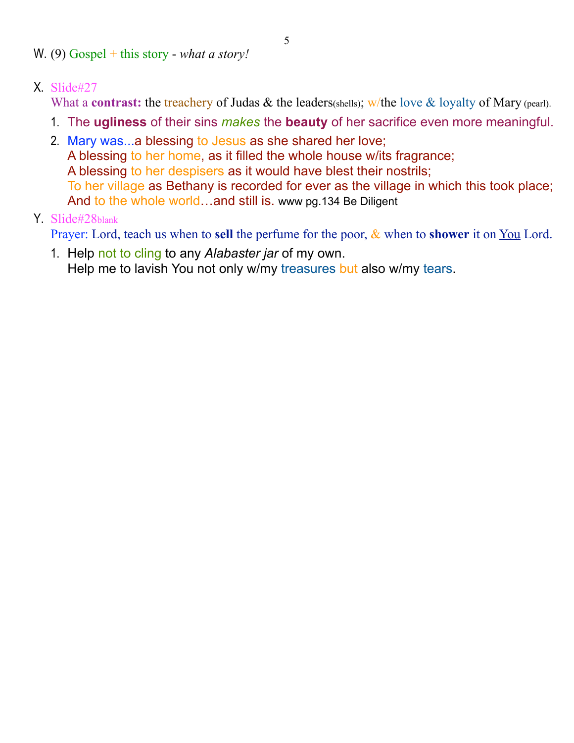W. (9) Gospel + this story - *what a story!*

X. Slide#27

What a **contrast:** the treachery of Judas & the leaders(shells); w/the love & loyalty of Mary (pearl).

1. The **ugliness** of their sins *makes* the **beauty** of her sacrifice even more meaningful.
2. Mary was...a blessing to Jesus as she shared her love;
   A blessing to her home, as it filled the whole house w/its fragrance;
   A blessing to her despisers as it would have blest their nostrils;
   To her village as Bethany is recorded for ever as the village in which this took place;
   And to the whole world…and still is. www pg.134 Be Diligent

Y. Slide#28blank

Prayer: Lord, teach us when to **sell** the perfume for the poor, & when to **shower** it on <u>You</u> Lord.

1. Help not to cling to any *Alabaster jar* of my own.
   Help me to lavish You not only w/my treasures but also w/my tears.